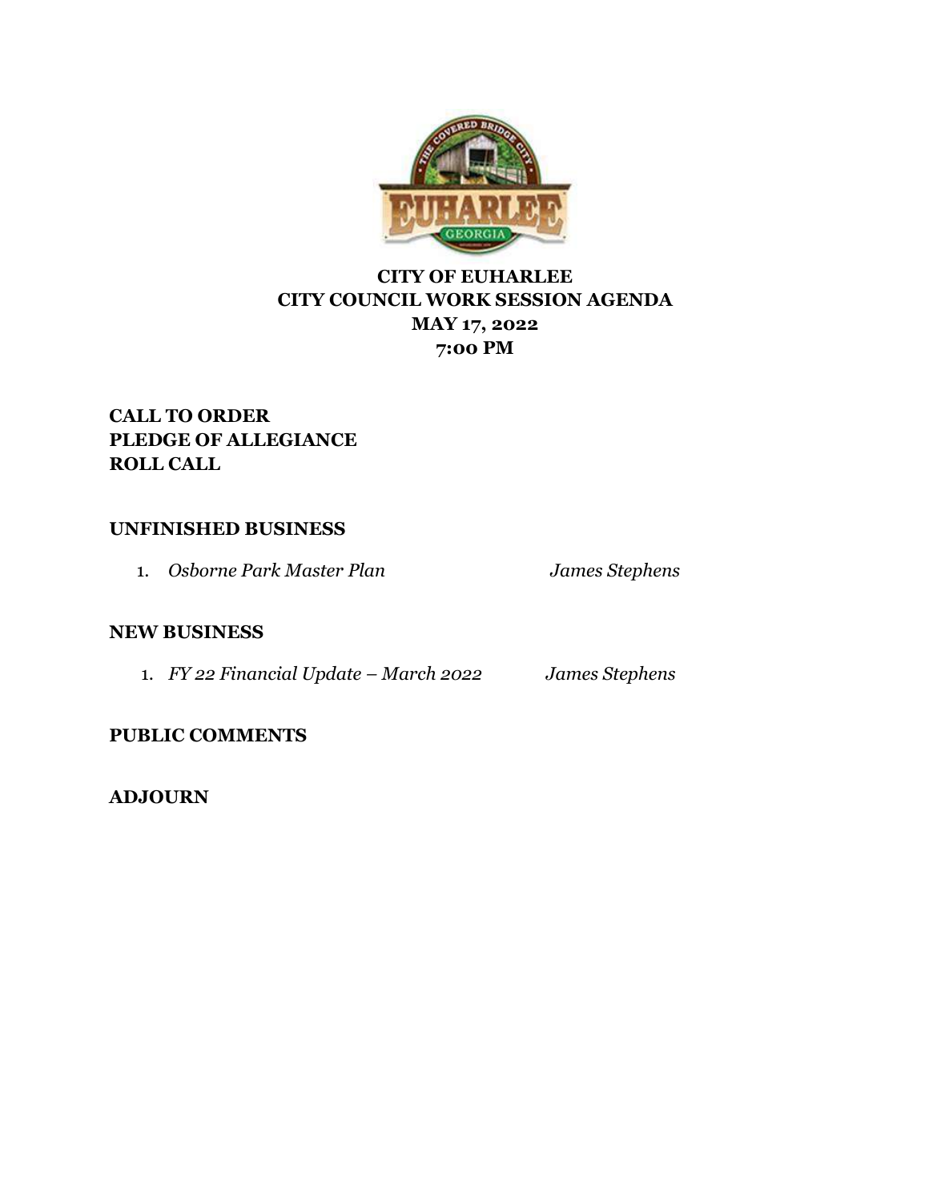# CITY OF EUHARLEE
## CITY COUNCIL WORK SESSION AGENDA
## MAY 17, 2022
## 7:00 PM

**CALL TO ORDER**
**PLEDGE OF ALLEGIANCE**
**ROLL CALL**

**UNFINISHED BUSINESS**

1. *Osborne Park Master Plan* — *James Stephens*

**NEW BUSINESS**

1. *FY 22 Financial Update – March 2022* — *James Stephens*

**PUBLIC COMMENTS**

**ADJOURN**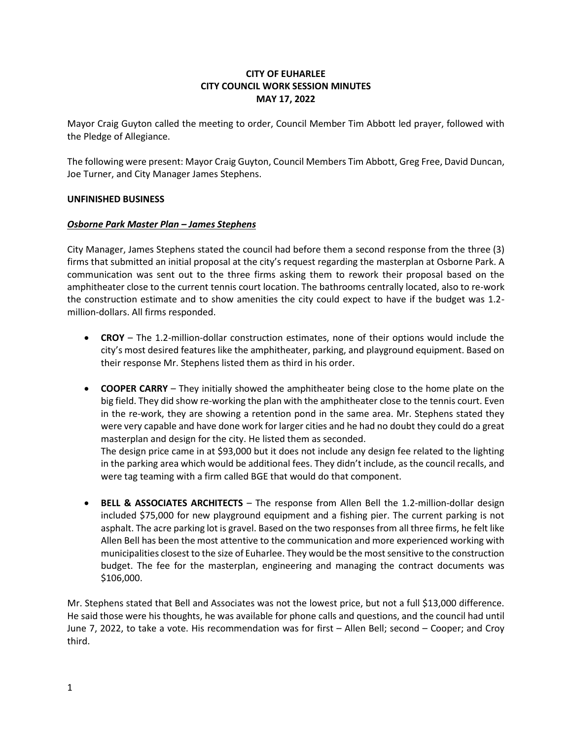**CITY OF EUHARLEE**
**CITY COUNCIL WORK SESSION MINUTES**
**MAY 17, 2022**

Mayor Craig Guyton called the meeting to order, Council Member Tim Abbott led prayer, followed with the Pledge of Allegiance.

The following were present: Mayor Craig Guyton, Council Members Tim Abbott, Greg Free, David Duncan, Joe Turner, and City Manager James Stephens.

**UNFINISHED BUSINESS**

***Osborne Park Master Plan – James Stephens***

City Manager, James Stephens stated the council had before them a second response from the three (3) firms that submitted an initial proposal at the city's request regarding the masterplan at Osborne Park. A communication was sent out to the three firms asking them to rework their proposal based on the amphitheater close to the current tennis court location. The bathrooms centrally located, also to re-work the construction estimate and to show amenities the city could expect to have if the budget was 1.2-million-dollars. All firms responded.

- **CROY** – The 1.2-million-dollar construction estimates, none of their options would include the city's most desired features like the amphitheater, parking, and playground equipment. Based on their response Mr. Stephens listed them as third in his order.
- **COOPER CARRY** – They initially showed the amphitheater being close to the home plate on the big field. They did show re-working the plan with the amphitheater close to the tennis court. Even in the re-work, they are showing a retention pond in the same area. Mr. Stephens stated they were very capable and have done work for larger cities and he had no doubt they could do a great masterplan and design for the city. He listed them as seconded.
  The design price came in at $93,000 but it does not include any design fee related to the lighting in the parking area which would be additional fees. They didn't include, as the council recalls, and were tag teaming with a firm called BGE that would do that component.
- **BELL & ASSOCIATES ARCHITECTS** – The response from Allen Bell the 1.2-million-dollar design included $75,000 for new playground equipment and a fishing pier. The current parking is not asphalt. The acre parking lot is gravel. Based on the two responses from all three firms, he felt like Allen Bell has been the most attentive to the communication and more experienced working with municipalities closest to the size of Euharlee. They would be the most sensitive to the construction budget. The fee for the masterplan, engineering and managing the contract documents was $106,000.

Mr. Stephens stated that Bell and Associates was not the lowest price, but not a full $13,000 difference. He said those were his thoughts, he was available for phone calls and questions, and the council had until June 7, 2022, to take a vote. His recommendation was for first – Allen Bell; second – Cooper; and Croy third.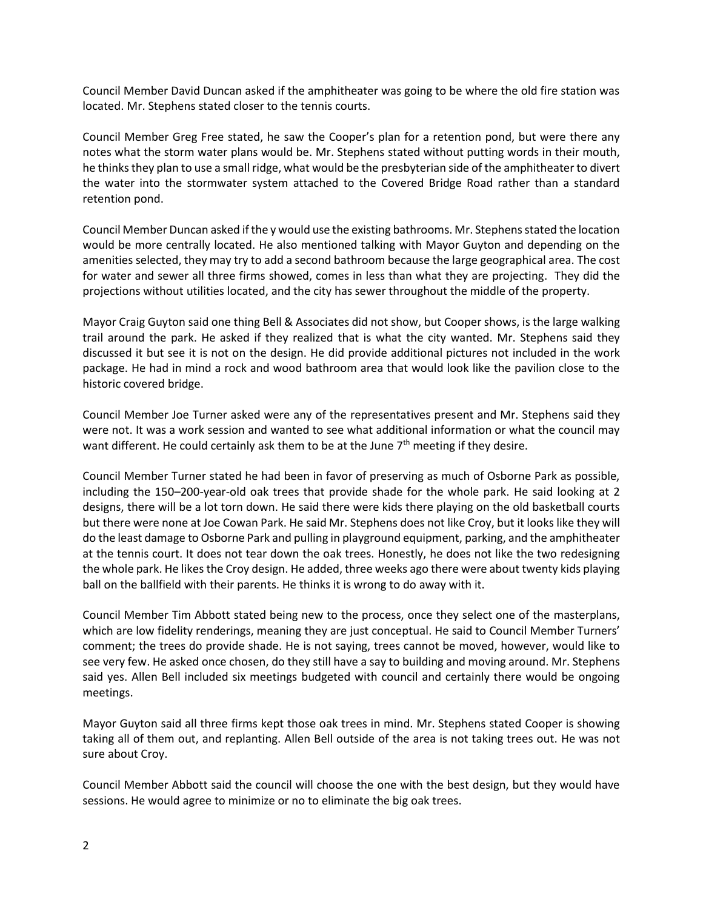Council Member David Duncan asked if the amphitheater was going to be where the old fire station was located. Mr. Stephens stated closer to the tennis courts.

Council Member Greg Free stated, he saw the Cooper's plan for a retention pond, but were there any notes what the storm water plans would be. Mr. Stephens stated without putting words in their mouth, he thinks they plan to use a small ridge, what would be the presbyterian side of the amphitheater to divert the water into the stormwater system attached to the Covered Bridge Road rather than a standard retention pond.

Council Member Duncan asked if the y would use the existing bathrooms. Mr. Stephens stated the location would be more centrally located. He also mentioned talking with Mayor Guyton and depending on the amenities selected, they may try to add a second bathroom because the large geographical area. The cost for water and sewer all three firms showed, comes in less than what they are projecting. They did the projections without utilities located, and the city has sewer throughout the middle of the property.

Mayor Craig Guyton said one thing Bell & Associates did not show, but Cooper shows, is the large walking trail around the park. He asked if they realized that is what the city wanted. Mr. Stephens said they discussed it but see it is not on the design. He did provide additional pictures not included in the work package. He had in mind a rock and wood bathroom area that would look like the pavilion close to the historic covered bridge.

Council Member Joe Turner asked were any of the representatives present and Mr. Stephens said they were not. It was a work session and wanted to see what additional information or what the council may want different. He could certainly ask them to be at the June 7th meeting if they desire.

Council Member Turner stated he had been in favor of preserving as much of Osborne Park as possible, including the 150–200-year-old oak trees that provide shade for the whole park. He said looking at 2 designs, there will be a lot torn down. He said there were kids there playing on the old basketball courts but there were none at Joe Cowan Park. He said Mr. Stephens does not like Croy, but it looks like they will do the least damage to Osborne Park and pulling in playground equipment, parking, and the amphitheater at the tennis court. It does not tear down the oak trees. Honestly, he does not like the two redesigning the whole park. He likes the Croy design. He added, three weeks ago there were about twenty kids playing ball on the ballfield with their parents. He thinks it is wrong to do away with it.

Council Member Tim Abbott stated being new to the process, once they select one of the masterplans, which are low fidelity renderings, meaning they are just conceptual. He said to Council Member Turners' comment; the trees do provide shade. He is not saying, trees cannot be moved, however, would like to see very few. He asked once chosen, do they still have a say to building and moving around. Mr. Stephens said yes. Allen Bell included six meetings budgeted with council and certainly there would be ongoing meetings.

Mayor Guyton said all three firms kept those oak trees in mind. Mr. Stephens stated Cooper is showing taking all of them out, and replanting. Allen Bell outside of the area is not taking trees out. He was not sure about Croy.

Council Member Abbott said the council will choose the one with the best design, but they would have sessions. He would agree to minimize or no to eliminate the big oak trees.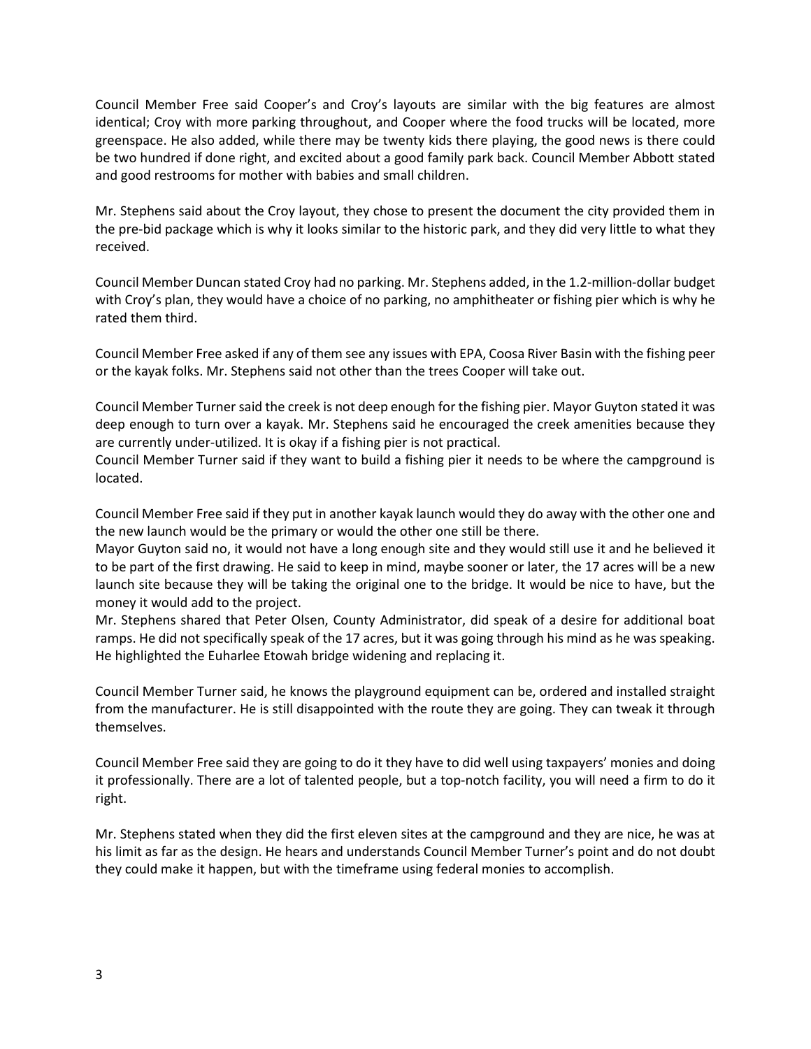Council Member Free said Cooper's and Croy's layouts are similar with the big features are almost identical; Croy with more parking throughout, and Cooper where the food trucks will be located, more greenspace. He also added, while there may be twenty kids there playing, the good news is there could be two hundred if done right, and excited about a good family park back. Council Member Abbott stated and good restrooms for mother with babies and small children.

Mr. Stephens said about the Croy layout, they chose to present the document the city provided them in the pre-bid package which is why it looks similar to the historic park, and they did very little to what they received.

Council Member Duncan stated Croy had no parking. Mr. Stephens added, in the 1.2-million-dollar budget with Croy's plan, they would have a choice of no parking, no amphitheater or fishing pier which is why he rated them third.

Council Member Free asked if any of them see any issues with EPA, Coosa River Basin with the fishing peer or the kayak folks. Mr. Stephens said not other than the trees Cooper will take out.

Council Member Turner said the creek is not deep enough for the fishing pier. Mayor Guyton stated it was deep enough to turn over a kayak. Mr. Stephens said he encouraged the creek amenities because they are currently under-utilized. It is okay if a fishing pier is not practical.
Council Member Turner said if they want to build a fishing pier it needs to be where the campground is located.

Council Member Free said if they put in another kayak launch would they do away with the other one and the new launch would be the primary or would the other one still be there.
Mayor Guyton said no, it would not have a long enough site and they would still use it and he believed it to be part of the first drawing. He said to keep in mind, maybe sooner or later, the 17 acres will be a new launch site because they will be taking the original one to the bridge. It would be nice to have, but the money it would add to the project.
Mr. Stephens shared that Peter Olsen, County Administrator, did speak of a desire for additional boat ramps. He did not specifically speak of the 17 acres, but it was going through his mind as he was speaking. He highlighted the Euharlee Etowah bridge widening and replacing it.

Council Member Turner said, he knows the playground equipment can be, ordered and installed straight from the manufacturer. He is still disappointed with the route they are going. They can tweak it through themselves.

Council Member Free said they are going to do it they have to did well using taxpayers' monies and doing it professionally. There are a lot of talented people, but a top-notch facility, you will need a firm to do it right.

Mr. Stephens stated when they did the first eleven sites at the campground and they are nice, he was at his limit as far as the design. He hears and understands Council Member Turner's point and do not doubt they could make it happen, but with the timeframe using federal monies to accomplish.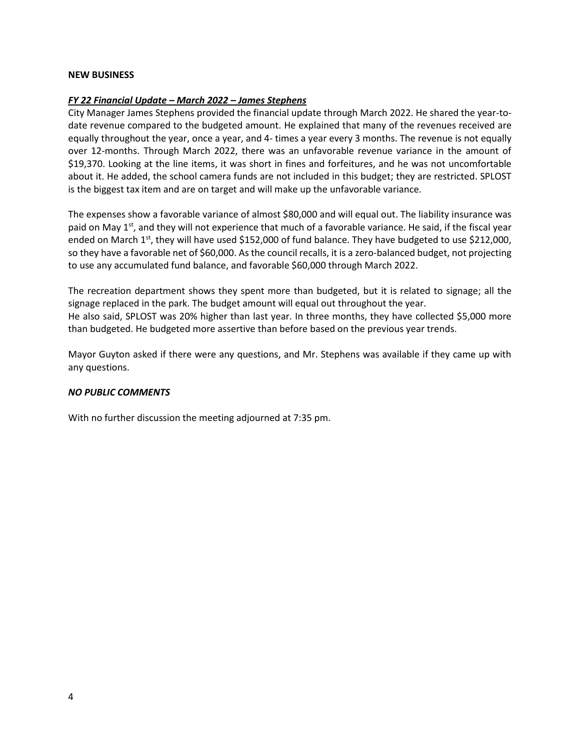**NEW BUSINESS**

***FY 22 Financial Update – March 2022 – James Stephens***

City Manager James Stephens provided the financial update through March 2022. He shared the year-to-date revenue compared to the budgeted amount. He explained that many of the revenues received are equally throughout the year, once a year, and 4- times a year every 3 months. The revenue is not equally over 12-months. Through March 2022, there was an unfavorable revenue variance in the amount of $19,370. Looking at the line items, it was short in fines and forfeitures, and he was not uncomfortable about it. He added, the school camera funds are not included in this budget; they are restricted. SPLOST is the biggest tax item and are on target and will make up the unfavorable variance.

The expenses show a favorable variance of almost $80,000 and will equal out. The liability insurance was paid on May 1st, and they will not experience that much of a favorable variance. He said, if the fiscal year ended on March 1st, they will have used $152,000 of fund balance. They have budgeted to use $212,000, so they have a favorable net of $60,000. As the council recalls, it is a zero-balanced budget, not projecting to use any accumulated fund balance, and favorable $60,000 through March 2022.

The recreation department shows they spent more than budgeted, but it is related to signage; all the signage replaced in the park. The budget amount will equal out throughout the year.
He also said, SPLOST was 20% higher than last year. In three months, they have collected $5,000 more than budgeted. He budgeted more assertive than before based on the previous year trends.

Mayor Guyton asked if there were any questions, and Mr. Stephens was available if they came up with any questions.

***NO PUBLIC COMMENTS***

With no further discussion the meeting adjourned at 7:35 pm.